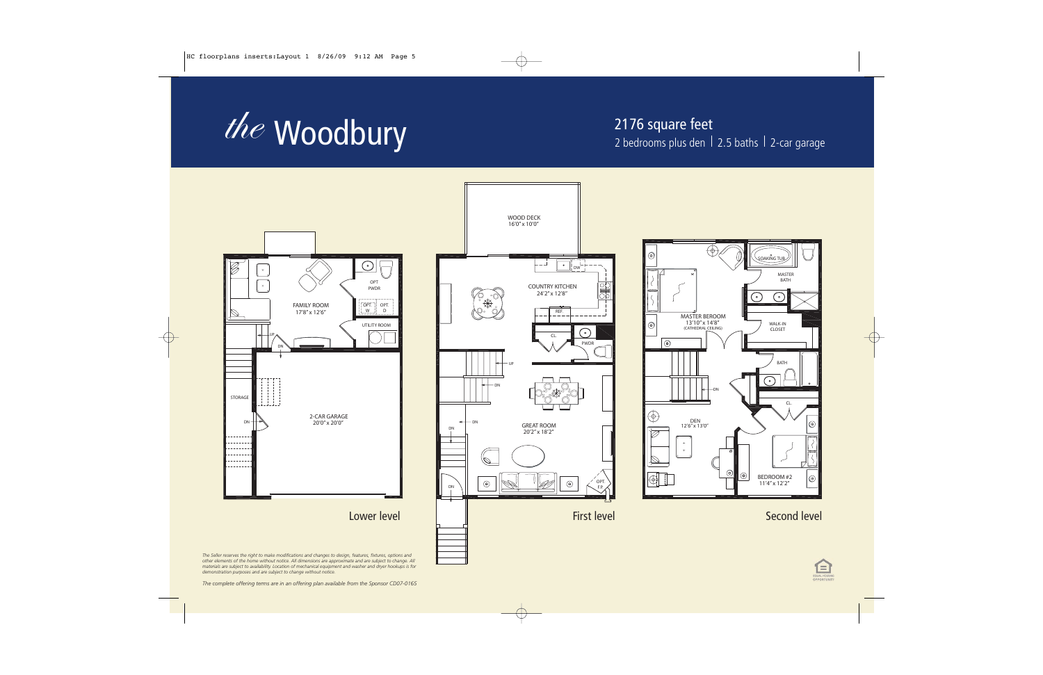# *the* Woodbury

## 2176 square feet

2 bedrooms plus den | 2.5 baths | 2-car garage

### Lower level

- FAMILY ROOM 17'8" x 12'6"
- OPT PWDR
- OPT W
- OPT D
- UTILITY ROOM
- STORAGE
- 2-CAR GARAGE 20'0" x 20'0"
- UP
- DN

### First level

- WOOD DECK 16'0" x 10'0"
- COUNTRY KITCHEN 24'2" x 12'8"
- DW
- REF
- CL
- PWDR
- GREAT ROOM 20'2" x 18'2"
- OPT FP
- UP
- DN

### Second level

- MASTER BEROOM 13'10" x 14'8" (CATHEDRAL CEILING)
- SOAKING TUB
- MASTER BATH
- WALK-IN CLOSET
- BATH
- CL
- DEN 12'6" x 13'0"
- BEDROOM #2 11'4" x 12'2"
- DN

*The Seller reserves the right to make modifications and changes to design, features, fixtures, options and other elements of the home without notice. All dimensions are approximate and are subject to change. All materials are subject to availability. Location of mechanical equipment and washer and dryer hookups is for demonstration purposes and are subject to change without notice.*

*The complete offering terms are in an offering plan available from the Sponsor CD07-0165*

EQUAL HOUSING OPPORTUNITY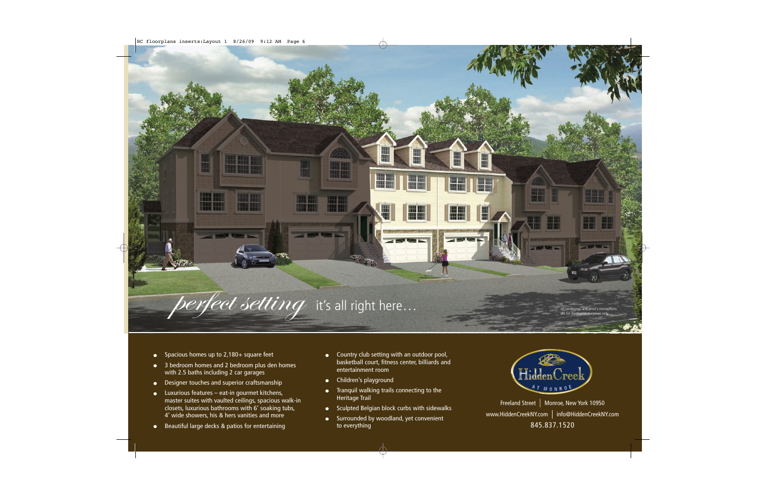*perfect setting* it's all right here…

All renderings and artist's conceptions are for illustrative purposes only.

- Spacious homes up to 2,180+ square feet
- 3 bedroom homes and 2 bedroom plus den homes with 2.5 baths including 2 car garages
- Designer touches and superior craftsmanship
- Luxurious features – eat-in gourmet kitchens, master suites with vaulted ceilings, spacious walk-in closets, luxurious bathrooms with 6' soaking tubs, 4' wide showers, his & hers vanities and more
- Beautiful large decks & patios for entertaining
- Country club setting with an outdoor pool, basketball court, fitness center, billiards and entertainment room
- Children's playground
- Tranquil walking trails connecting to the Heritage Trail
- Sculpted Belgian block curbs with sidewalks
- Surrounded by woodland, yet convenient to everything

Hidden Creek AT MONROE

Freeland Street | Monroe, New York 10950

www.HiddenCreekNY.com | info@HiddenCreekNY.com

845.837.1520